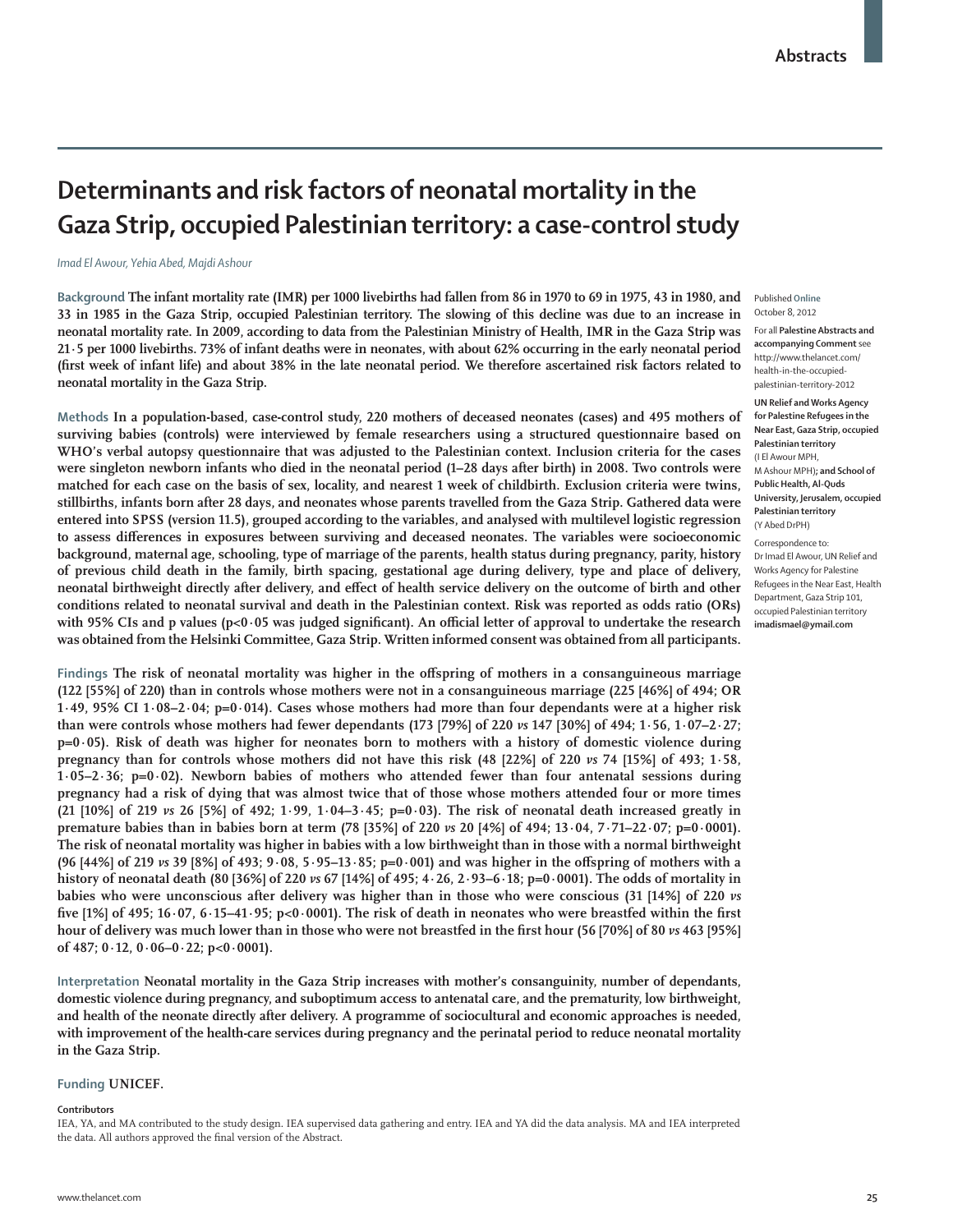# Determinants and risk factors of neonatal mortality in the Gaza Strip, occupied Palestinian territory: a case-control study

*Imad El Awour, Yehia Abed, Majdi Ashour*

**Background** The infant mortality rate (IMR) per 1000 livebirths had fallen from 86 in 1970 to 69 in 1975, 43 in 1980, and 33 in 1985 in the Gaza Strip, occupied Palestinian territory. The slowing of this decline was due to an increase in neonatal mortality rate. In 2009, according to data from the Palestinian Ministry of Health, IMR in the Gaza Strip was 21·5 per 1000 livebirths. 73% of infant deaths were in neonates, with about 62% occurring in the early neonatal period (first week of infant life) and about 38% in the late neonatal period. We therefore ascertained risk factors related to neonatal mortality in the Gaza Strip.

**Methods** In a population-based, case-control study, 220 mothers of deceased neonates (cases) and 495 mothers of surviving babies (controls) were interviewed by female researchers using a structured questionnaire based on WHO's verbal autopsy questionnaire that was adjusted to the Palestinian context. Inclusion criteria for the cases were singleton newborn infants who died in the neonatal period (1–28 days after birth) in 2008. Two controls were matched for each case on the basis of sex, locality, and nearest 1 week of childbirth. Exclusion criteria were twins, stillbirths, infants born after 28 days, and neonates whose parents travelled from the Gaza Strip. Gathered data were entered into SPSS (version 11.5), grouped according to the variables, and analysed with multilevel logistic regression to assess differences in exposures between surviving and deceased neonates. The variables were socioeconomic background, maternal age, schooling, type of marriage of the parents, health status during pregnancy, parity, history of previous child death in the family, birth spacing, gestational age during delivery, type and place of delivery, neonatal birthweight directly after delivery, and effect of health service delivery on the outcome of birth and other conditions related to neonatal survival and death in the Palestinian context. Risk was reported as odds ratio (ORs) with 95% CIs and p values ($p<0·05$ was judged significant). An official letter of approval to undertake the research was obtained from the Helsinki Committee, Gaza Strip. Written informed consent was obtained from all participants.

**Findings** The risk of neonatal mortality was higher in the offspring of mothers in a consanguineous marriage (122 [55%] of 220) than in controls whose mothers were not in a consanguineous marriage (225 [46%] of 494; OR 1·49, 95% CI 1·08–2·04; p=0·014). Cases whose mothers had more than four dependants were at a higher risk than were controls whose mothers had fewer dependants (173 [79%] of 220 *vs* 147 [30%] of 494; 1·56, 1·07–2·27; p=0·05). Risk of death was higher for neonates born to mothers with a history of domestic violence during pregnancy than for controls whose mothers did not have this risk (48 [22%] of 220 *vs* 74 [15%] of 493; 1·58, 1·05–2·36; p=0·02). Newborn babies of mothers who attended fewer than four antenatal sessions during pregnancy had a risk of dying that was almost twice that of those whose mothers attended four or more times (21 [10%] of 219 *vs* 26 [5%] of 492; 1·99, 1·04–3·45; p=0·03). The risk of neonatal death increased greatly in premature babies than in babies born at term (78 [35%] of 220 *vs* 20 [4%] of 494; 13·04, 7·71–22·07; p=0·0001). The risk of neonatal mortality was higher in babies with a low birthweight than in those with a normal birthweight (96 [44%] of 219 *vs* 39 [8%] of 493; 9·08, 5·95–13·85; p=0·001) and was higher in the offspring of mothers with a history of neonatal death (80 [36%] of 220 *vs* 67 [14%] of 495; 4·26, 2·93–6·18; p=0·0001). The odds of mortality in babies who were unconscious after delivery was higher than in those who were conscious (31 [14%] of 220 *vs* five [1%] of 495; 16·07, 6·15–41·95; p<0·0001). The risk of death in neonates who were breastfed within the first hour of delivery was much lower than in those who were not breastfed in the first hour (56 [70%] of 80 *vs* 463 [95%] of 487; 0·12, 0·06–0·22; p<0·0001).

**Interpretation** Neonatal mortality in the Gaza Strip increases with mother's consanguinity, number of dependants, domestic violence during pregnancy, and suboptimum access to antenatal care, and the prematurity, low birthweight, and health of the neonate directly after delivery. A programme of sociocultural and economic approaches is needed, with improvement of the health-care services during pregnancy and the perinatal period to reduce neonatal mortality in the Gaza Strip.

**Funding** UNICEF.

**Contributors**

IEA, YA, and MA contributed to the study design. IEA supervised data gathering and entry. IEA and YA did the data analysis. MA and IEA interpreted the data. All authors approved the final version of the Abstract.

Published **Online** October 8, 2012

For all **Palestine Abstracts and accompanying Comment** see http://www.thelancet.com/health-in-the-occupied-palestinian-territory-2012

**UN Relief and Works Agency for Palestine Refugees in the Near East, Gaza Strip, occupied Palestinian territory** (I El Awour MPH, M Ashour MPH)**; and School of Public Health, Al-Quds University, Jerusalem, occupied Palestinian territory** (Y Abed DrPH)

Correspondence to: Dr Imad El Awour, UN Relief and Works Agency for Palestine Refugees in the Near East, Health Department, Gaza Strip 101, occupied Palestinian territory **imadismael@ymail.com**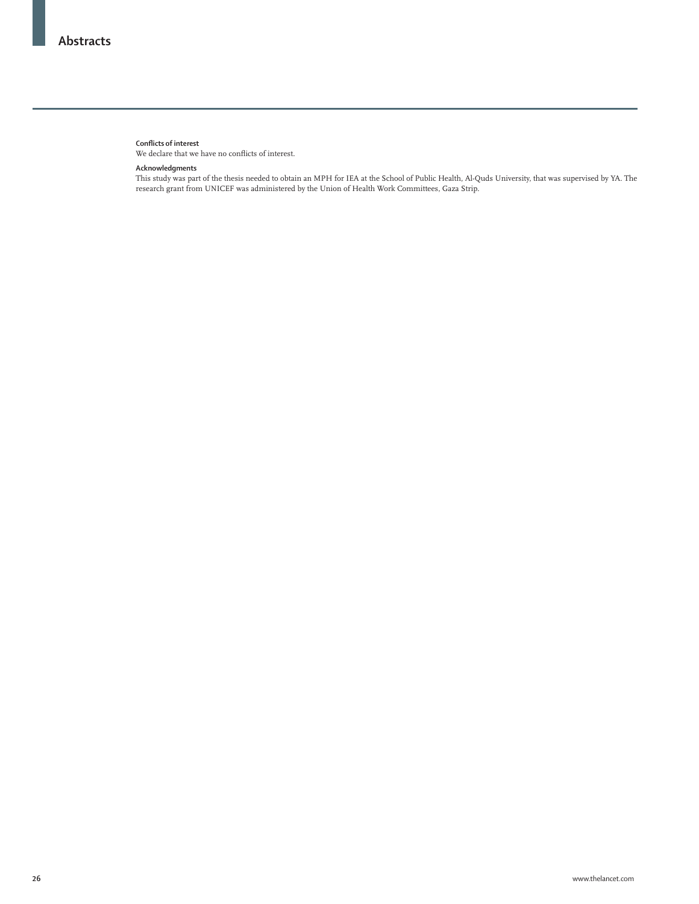**Conflicts of interest**

We declare that we have no conflicts of interest.

**Acknowledgments**

This study was part of the thesis needed to obtain an MPH for IEA at the School of Public Health, Al-Quds University, that was supervised by YA. The research grant from UNICEF was administered by the Union of Health Work Committees, Gaza Strip.